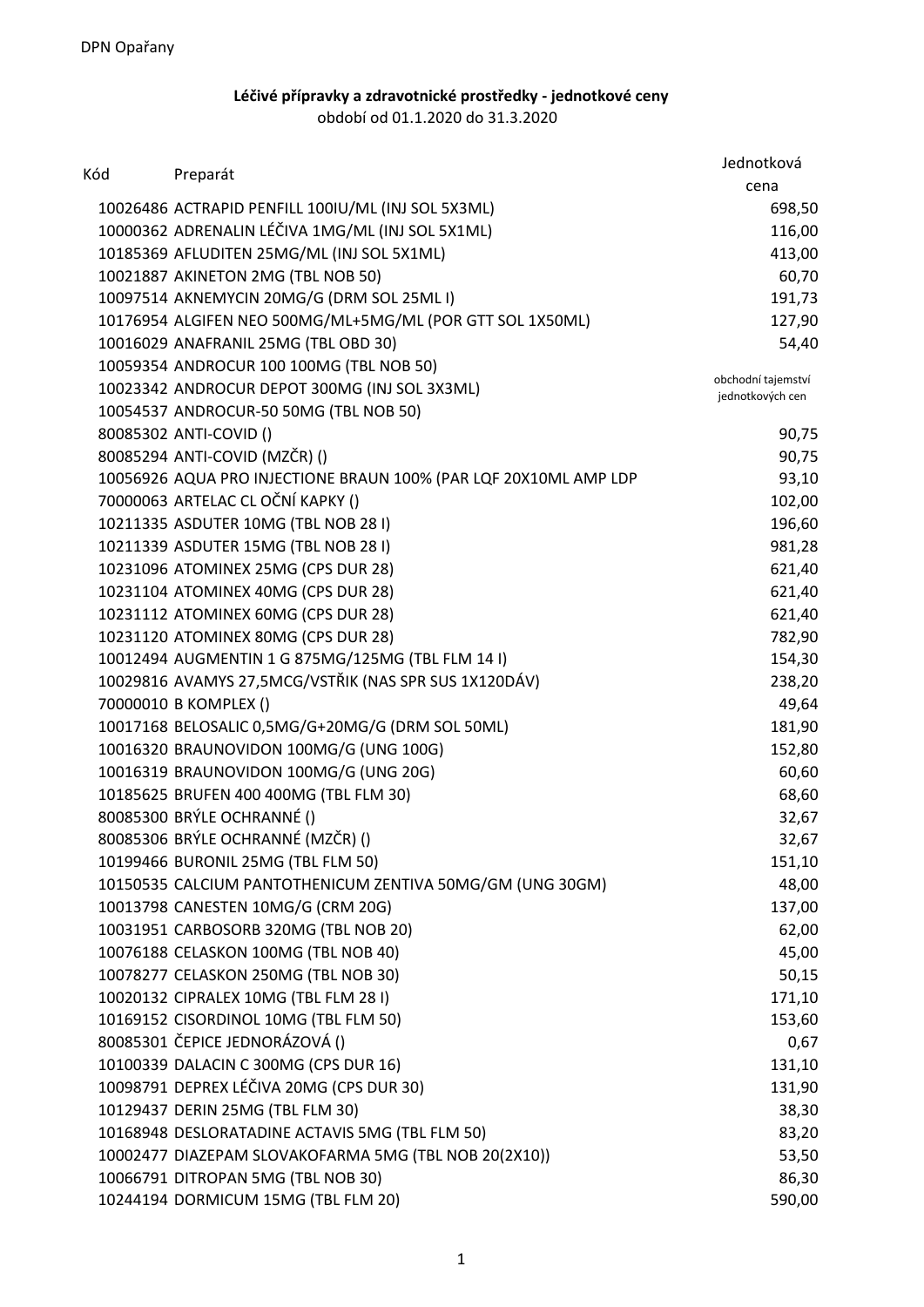DPN Opařany

**Léčivé přípravky a zdravotnické prostředky - jednotkové ceny**

období od 01.1.2020 do 31.3.2020

| Kód | Preparát | Jednotková cena |
|---|---|---|
| 10026486 | ACTRAPID PENFILL 100IU/ML (INJ SOL 5X3ML) | 698,50 |
| 10000362 | ADRENALIN LÉČIVA 1MG/ML (INJ SOL 5X1ML) | 116,00 |
| 10185369 | AFLUDITEN 25MG/ML (INJ SOL 5X1ML) | 413,00 |
| 10021887 | AKINETON 2MG (TBL NOB 50) | 60,70 |
| 10097514 | AKNEMYCIN 20MG/G (DRM SOL 25ML I) | 191,73 |
| 10176954 | ALGIFEN NEO 500MG/ML+5MG/ML (POR GTT SOL 1X50ML) | 127,90 |
| 10016029 | ANAFRANIL 25MG (TBL OBD 30) | 54,40 |
| 10059354 | ANDROCUR 100 100MG (TBL NOB 50) | obchodní tajemství jednotkových cen |
| 10023342 | ANDROCUR DEPOT 300MG (INJ SOL 3X3ML) | |
| 10054537 | ANDROCUR-50 50MG (TBL NOB 50) | |
| 80085302 | ANTI-COVID () | 90,75 |
| 80085294 | ANTI-COVID (MZČR) () | 90,75 |
| 10056926 | AQUA PRO INJECTIONE BRAUN 100% (PAR LQF 20X10ML AMP LDP | 93,10 |
| 70000063 | ARTELAC CL OČNÍ KAPKY () | 102,00 |
| 10211335 | ASDUTER 10MG (TBL NOB 28 I) | 196,60 |
| 10211339 | ASDUTER 15MG (TBL NOB 28 I) | 981,28 |
| 10231096 | ATOMINEX 25MG (CPS DUR 28) | 621,40 |
| 10231104 | ATOMINEX 40MG (CPS DUR 28) | 621,40 |
| 10231112 | ATOMINEX 60MG (CPS DUR 28) | 621,40 |
| 10231120 | ATOMINEX 80MG (CPS DUR 28) | 782,90 |
| 10012494 | AUGMENTIN 1 G 875MG/125MG (TBL FLM 14 I) | 154,30 |
| 10029816 | AVAMYS 27,5MCG/VSTŘIK (NAS SPR SUS 1X120DÁV) | 238,20 |
| 70000010 | B KOMPLEX () | 49,64 |
| 10017168 | BELOSALIC 0,5MG/G+20MG/G (DRM SOL 50ML) | 181,90 |
| 10016320 | BRAUNOVIDON 100MG/G (UNG 100G) | 152,80 |
| 10016319 | BRAUNOVIDON 100MG/G (UNG 20G) | 60,60 |
| 10185625 | BRUFEN 400 400MG (TBL FLM 30) | 68,60 |
| 80085300 | BRÝLE OCHRANNÉ () | 32,67 |
| 80085306 | BRÝLE OCHRANNÉ (MZČR) () | 32,67 |
| 10199466 | BURONIL 25MG (TBL FLM 50) | 151,10 |
| 10150535 | CALCIUM PANTOTHENICUM ZENTIVA 50MG/GM (UNG 30GM) | 48,00 |
| 10013798 | CANESTEN 10MG/G (CRM 20G) | 137,00 |
| 10031951 | CARBOSORB 320MG (TBL NOB 20) | 62,00 |
| 10076188 | CELASKON 100MG (TBL NOB 40) | 45,00 |
| 10078277 | CELASKON 250MG (TBL NOB 30) | 50,15 |
| 10020132 | CIPRALEX 10MG (TBL FLM 28 I) | 171,10 |
| 10169152 | CISORDINOL 10MG (TBL FLM 50) | 153,60 |
| 80085301 | ČEPICE JEDNORÁZOVÁ () | 0,67 |
| 10100339 | DALACIN C 300MG (CPS DUR 16) | 131,10 |
| 10098791 | DEPREX LÉČIVA 20MG (CPS DUR 30) | 131,90 |
| 10129437 | DERIN 25MG (TBL FLM 30) | 38,30 |
| 10168948 | DESLORATADINE ACTAVIS 5MG (TBL FLM 50) | 83,20 |
| 10002477 | DIAZEPAM SLOVAKOFARMA 5MG (TBL NOB 20(2X10)) | 53,50 |
| 10066791 | DITROPAN 5MG (TBL NOB 30) | 86,30 |
| 10244194 | DORMICUM 15MG (TBL FLM 20) | 590,00 |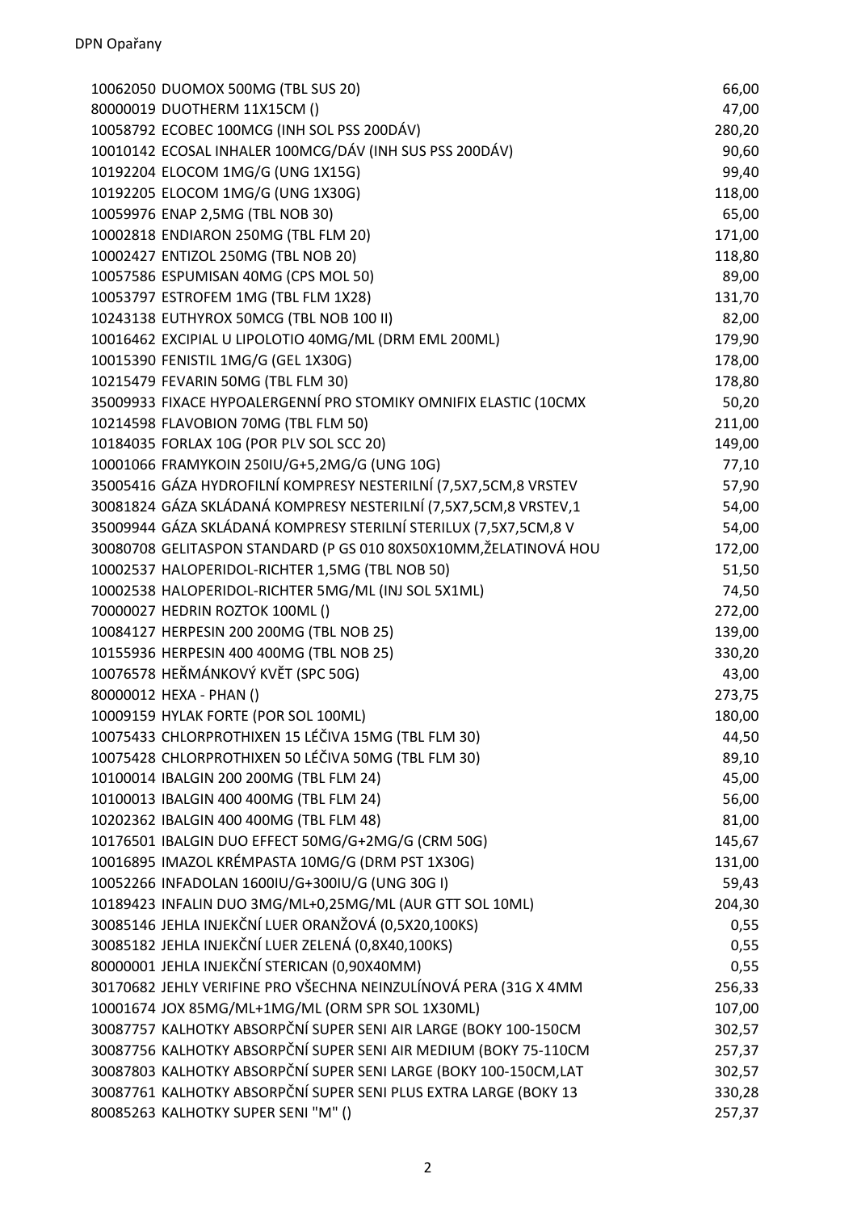DPN Opařany

| | | |
|---|---|---|
| 10062050 | DUOMOX 500MG (TBL SUS 20) | 66,00 |
| 80000019 | DUOTHERM 11X15CM () | 47,00 |
| 10058792 | ECOBEC 100MCG (INH SOL PSS 200DÁV) | 280,20 |
| 10010142 | ECOSAL INHALER 100MCG/DÁV (INH SUS PSS 200DÁV) | 90,60 |
| 10192204 | ELOCOM 1MG/G (UNG 1X15G) | 99,40 |
| 10192205 | ELOCOM 1MG/G (UNG 1X30G) | 118,00 |
| 10059976 | ENAP 2,5MG (TBL NOB 30) | 65,00 |
| 10002818 | ENDIARON 250MG (TBL FLM 20) | 171,00 |
| 10002427 | ENTIZOL 250MG (TBL NOB 20) | 118,80 |
| 10057586 | ESPUMISAN 40MG (CPS MOL 50) | 89,00 |
| 10053797 | ESTROFEM 1MG (TBL FLM 1X28) | 131,70 |
| 10243138 | EUTHYROX 50MCG (TBL NOB 100 II) | 82,00 |
| 10016462 | EXCIPIAL U LIPOLOTIO 40MG/ML (DRM EML 200ML) | 179,90 |
| 10015390 | FENISTIL 1MG/G (GEL 1X30G) | 178,00 |
| 10215479 | FEVARIN 50MG (TBL FLM 30) | 178,80 |
| 35009933 | FIXACE HYPOALERGENNÍ PRO STOMIKY OMNIFIX ELASTIC (10CMX | 50,20 |
| 10214598 | FLAVOBION 70MG (TBL FLM 50) | 211,00 |
| 10184035 | FORLAX 10G (POR PLV SOL SCC 20) | 149,00 |
| 10001066 | FRAMYKOIN 250IU/G+5,2MG/G (UNG 10G) | 77,10 |
| 35005416 | GÁZA HYDROFILNÍ KOMPRESY NESTERILNÍ (7,5X7,5CM,8 VRSTEV | 57,90 |
| 30081824 | GÁZA SKLÁDANÁ KOMPRESY NESTERILNÍ (7,5X7,5CM,8 VRSTEV,1 | 54,00 |
| 35009944 | GÁZA SKLÁDANÁ KOMPRESY STERILNÍ STERILUX (7,5X7,5CM,8 V | 54,00 |
| 30080708 | GELITASPON STANDARD (P GS 010 80X50X10MM,ŽELATINOVÁ HOU | 172,00 |
| 10002537 | HALOPERIDOL-RICHTER 1,5MG (TBL NOB 50) | 51,50 |
| 10002538 | HALOPERIDOL-RICHTER 5MG/ML (INJ SOL 5X1ML) | 74,50 |
| 70000027 | HEDRIN ROZTOK 100ML () | 272,00 |
| 10084127 | HERPESIN 200 200MG (TBL NOB 25) | 139,00 |
| 10155936 | HERPESIN 400 400MG (TBL NOB 25) | 330,20 |
| 10076578 | HEŘMÁNKOVÝ KVĚT (SPC 50G) | 43,00 |
| 80000012 | HEXA - PHAN () | 273,75 |
| 10009159 | HYLAK FORTE (POR SOL 100ML) | 180,00 |
| 10075433 | CHLORPROTHIXEN 15 LÉČIVA 15MG (TBL FLM 30) | 44,50 |
| 10075428 | CHLORPROTHIXEN 50 LÉČIVA 50MG (TBL FLM 30) | 89,10 |
| 10100014 | IBALGIN 200 200MG (TBL FLM 24) | 45,00 |
| 10100013 | IBALGIN 400 400MG (TBL FLM 24) | 56,00 |
| 10202362 | IBALGIN 400 400MG (TBL FLM 48) | 81,00 |
| 10176501 | IBALGIN DUO EFFECT 50MG/G+2MG/G (CRM 50G) | 145,67 |
| 10016895 | IMAZOL KRÉMPASTA 10MG/G (DRM PST 1X30G) | 131,00 |
| 10052266 | INFADOLAN 1600IU/G+300IU/G (UNG 30G I) | 59,43 |
| 10189423 | INFALIN DUO 3MG/ML+0,25MG/ML (AUR GTT SOL 10ML) | 204,30 |
| 30085146 | JEHLA INJEKČNÍ LUER ORANŽOVÁ (0,5X20,100KS) | 0,55 |
| 30085182 | JEHLA INJEKČNÍ LUER ZELENÁ (0,8X40,100KS) | 0,55 |
| 80000001 | JEHLA INJEKČNÍ STERICAN (0,90X40MM) | 0,55 |
| 30170682 | JEHLY VERIFINE PRO VŠECHNA NEINZULÍNOVÁ PERA (31G X 4MM | 256,33 |
| 10001674 | JOX 85MG/ML+1MG/ML (ORM SPR SOL 1X30ML) | 107,00 |
| 30087757 | KALHOTKY ABSORPČNÍ SUPER SENI AIR LARGE (BOKY 100-150CM | 302,57 |
| 30087756 | KALHOTKY ABSORPČNÍ SUPER SENI AIR MEDIUM (BOKY 75-110CM | 257,37 |
| 30087803 | KALHOTKY ABSORPČNÍ SUPER SENI LARGE (BOKY 100-150CM,LAT | 302,57 |
| 30087761 | KALHOTKY ABSORPČNÍ SUPER SENI PLUS EXTRA LARGE (BOKY 13 | 330,28 |
| 80085263 | KALHOTKY SUPER SENI "M" () | 257,37 |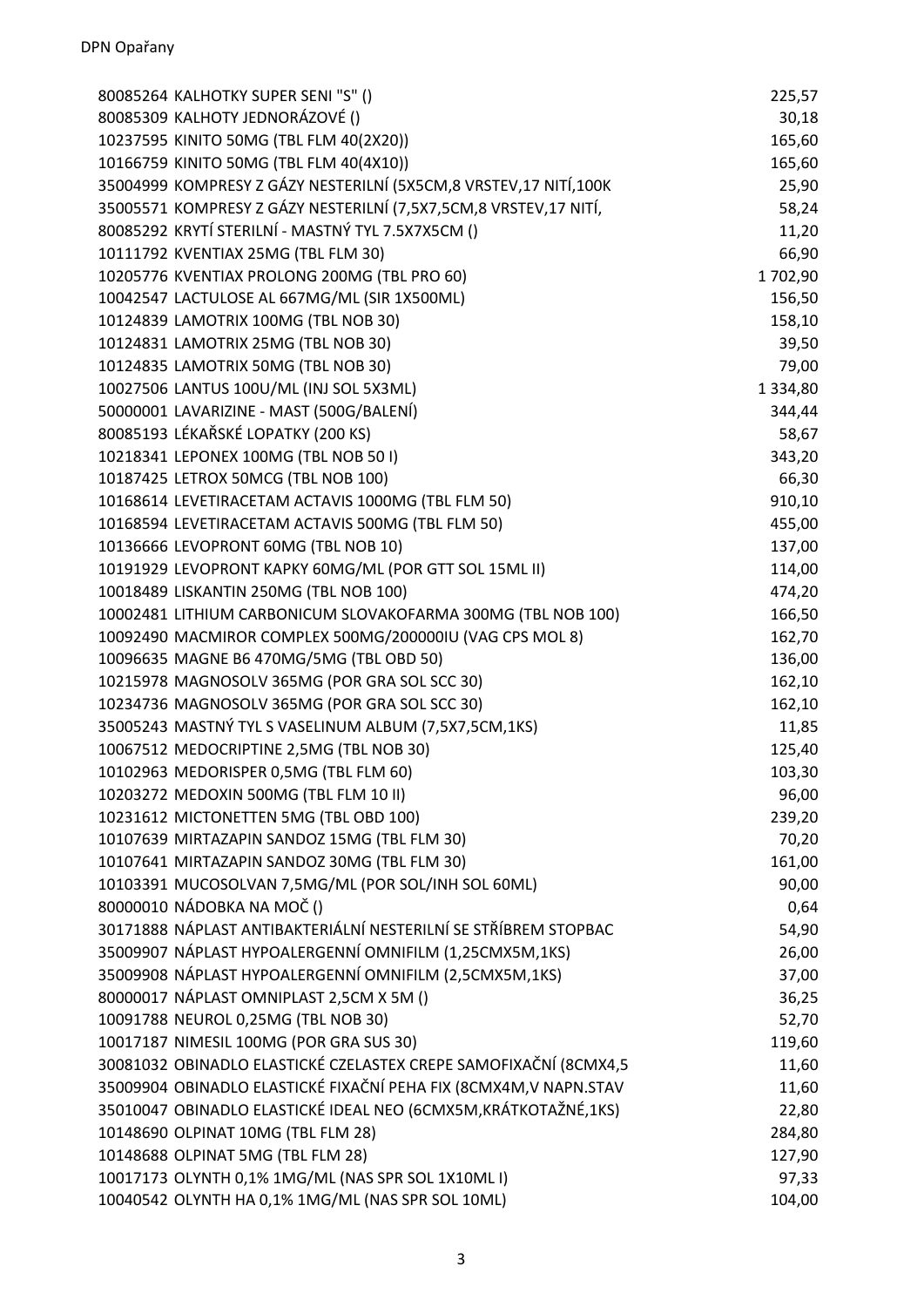| | | |
|---|---|---|
| 80085264 | KALHOTKY SUPER SENI "S" () | 225,57 |
| 80085309 | KALHOTY JEDNORÁZOVÉ () | 30,18 |
| 10237595 | KINITO 50MG (TBL FLM 40(2X20)) | 165,60 |
| 10166759 | KINITO 50MG (TBL FLM 40(4X10)) | 165,60 |
| 35004999 | KOMPRESY Z GÁZY NESTERILNÍ (5X5CM,8 VRSTEV,17 NITÍ,100K | 25,90 |
| 35005571 | KOMPRESY Z GÁZY NESTERILNÍ (7,5X7,5CM,8 VRSTEV,17 NITÍ, | 58,24 |
| 80085292 | KRYTÍ STERILNÍ - MASTNÝ TYL 7.5X7X5CM () | 11,20 |
| 10111792 | KVENTIAX 25MG (TBL FLM 30) | 66,90 |
| 10205776 | KVENTIAX PROLONG 200MG (TBL PRO 60) | 1 702,90 |
| 10042547 | LACTULOSE AL 667MG/ML (SIR 1X500ML) | 156,50 |
| 10124839 | LAMOTRIX 100MG (TBL NOB 30) | 158,10 |
| 10124831 | LAMOTRIX 25MG (TBL NOB 30) | 39,50 |
| 10124835 | LAMOTRIX 50MG (TBL NOB 30) | 79,00 |
| 10027506 | LANTUS 100U/ML (INJ SOL 5X3ML) | 1 334,80 |
| 50000001 | LAVARIZINE - MAST (500G/BALENÍ) | 344,44 |
| 80085193 | LÉKAŘSKÉ LOPATKY (200 KS) | 58,67 |
| 10218341 | LEPONEX 100MG (TBL NOB 50 I) | 343,20 |
| 10187425 | LETROX 50MCG (TBL NOB 100) | 66,30 |
| 10168614 | LEVETIRACETAM ACTAVIS 1000MG (TBL FLM 50) | 910,10 |
| 10168594 | LEVETIRACETAM ACTAVIS 500MG (TBL FLM 50) | 455,00 |
| 10136666 | LEVOPRONT 60MG (TBL NOB 10) | 137,00 |
| 10191929 | LEVOPRONT KAPKY 60MG/ML (POR GTT SOL 15ML II) | 114,00 |
| 10018489 | LISKANTIN 250MG (TBL NOB 100) | 474,20 |
| 10002481 | LITHIUM CARBONICUM SLOVAKOFARMA 300MG (TBL NOB 100) | 166,50 |
| 10092490 | MACMIROR COMPLEX 500MG/200000IU (VAG CPS MOL 8) | 162,70 |
| 10096635 | MAGNE B6 470MG/5MG (TBL OBD 50) | 136,00 |
| 10215978 | MAGNOSOLV 365MG (POR GRA SOL SCC 30) | 162,10 |
| 10234736 | MAGNOSOLV 365MG (POR GRA SOL SCC 30) | 162,10 |
| 35005243 | MASTNÝ TYL S VASELINUM ALBUM (7,5X7,5CM,1KS) | 11,85 |
| 10067512 | MEDOCRIPTINE 2,5MG (TBL NOB 30) | 125,40 |
| 10102963 | MEDORISPER 0,5MG (TBL FLM 60) | 103,30 |
| 10203272 | MEDOXIN 500MG (TBL FLM 10 II) | 96,00 |
| 10231612 | MICTONETTEN 5MG (TBL OBD 100) | 239,20 |
| 10107639 | MIRTAZAPIN SANDOZ 15MG (TBL FLM 30) | 70,20 |
| 10107641 | MIRTAZAPIN SANDOZ 30MG (TBL FLM 30) | 161,00 |
| 10103391 | MUCOSOLVAN 7,5MG/ML (POR SOL/INH SOL 60ML) | 90,00 |
| 80000010 | NÁDOBKA NA MOČ () | 0,64 |
| 30171888 | NÁPLAST ANTIBAKTERIÁLNÍ NESTERILNÍ SE STŘÍBREM STOPBAC | 54,90 |
| 35009907 | NÁPLAST HYPOALERGENNÍ OMNIFILM (1,25CMX5M,1KS) | 26,00 |
| 35009908 | NÁPLAST HYPOALERGENNÍ OMNIFILM (2,5CMX5M,1KS) | 37,00 |
| 80000017 | NÁPLAST OMNIPLAST 2,5CM X 5M () | 36,25 |
| 10091788 | NEUROL 0,25MG (TBL NOB 30) | 52,70 |
| 10017187 | NIMESIL 100MG (POR GRA SUS 30) | 119,60 |
| 30081032 | OBINADLO ELASTICKÉ CZELASTEX CREPE SAMOFIXAČNÍ (8CMX4,5 | 11,60 |
| 35009904 | OBINADLO ELASTICKÉ FIXAČNÍ PEHA FIX (8CMX4M,V NAPN.STAV | 11,60 |
| 35010047 | OBINADLO ELASTICKÉ IDEAL NEO (6CMX5M,KRÁTKOTAŽNÉ,1KS) | 22,80 |
| 10148690 | OLPINAT 10MG (TBL FLM 28) | 284,80 |
| 10148688 | OLPINAT 5MG (TBL FLM 28) | 127,90 |
| 10017173 | OLYNTH 0,1% 1MG/ML (NAS SPR SOL 1X10ML I) | 97,33 |
| 10040542 | OLYNTH HA 0,1% 1MG/ML (NAS SPR SOL 10ML) | 104,00 |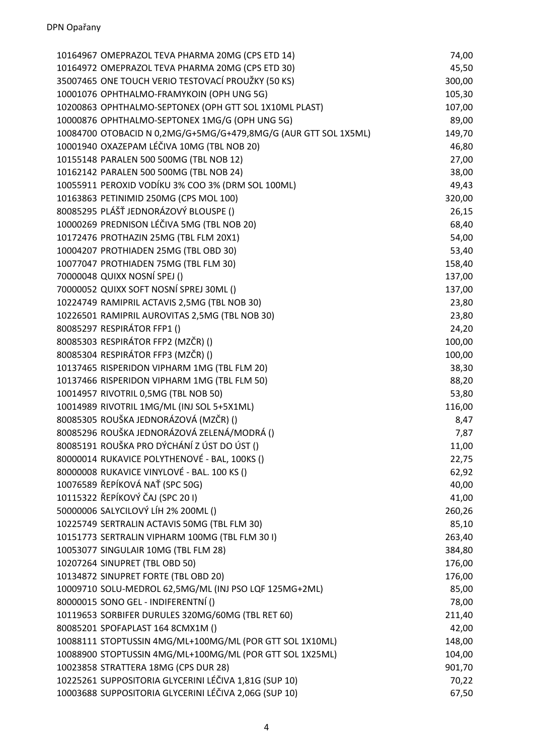DPN Opařany

| | | |
|---|---|---|
| 10164967 | OMEPRAZOL TEVA PHARMA 20MG (CPS ETD 14) | 74,00 |
| 10164972 | OMEPRAZOL TEVA PHARMA 20MG (CPS ETD 30) | 45,50 |
| 35007465 | ONE TOUCH VERIO TESTOVACÍ PROUŽKY (50 KS) | 300,00 |
| 10001076 | OPHTHALMO-FRAMYKOIN (OPH UNG 5G) | 105,30 |
| 10200863 | OPHTHALMO-SEPTONEX (OPH GTT SOL 1X10ML PLAST) | 107,00 |
| 10000876 | OPHTHALMO-SEPTONEX 1MG/G (OPH UNG 5G) | 89,00 |
| 10084700 | OTOBACID N 0,2MG/G+5MG/G+479,8MG/G (AUR GTT SOL 1X5ML) | 149,70 |
| 10001940 | OXAZEPAM LÉČIVA 10MG (TBL NOB 20) | 46,80 |
| 10155148 | PARALEN 500 500MG (TBL NOB 12) | 27,00 |
| 10162142 | PARALEN 500 500MG (TBL NOB 24) | 38,00 |
| 10055911 | PEROXID VODÍKU 3% COO 3% (DRM SOL 100ML) | 49,43 |
| 10163863 | PETINIMID 250MG (CPS MOL 100) | 320,00 |
| 80085295 | PLÁŠŤ JEDNORÁZOVÝ BLOUSPE () | 26,15 |
| 10000269 | PREDNISON LÉČIVA 5MG (TBL NOB 20) | 68,40 |
| 10172476 | PROTHAZIN 25MG (TBL FLM 20X1) | 54,00 |
| 10004207 | PROTHIADEN 25MG (TBL OBD 30) | 53,40 |
| 10077047 | PROTHIADEN 75MG (TBL FLM 30) | 158,40 |
| 70000048 | QUIXX NOSNÍ SPEJ () | 137,00 |
| 70000052 | QUIXX SOFT NOSNÍ SPREJ 30ML () | 137,00 |
| 10224749 | RAMIPRIL ACTAVIS 2,5MG (TBL NOB 30) | 23,80 |
| 10226501 | RAMIPRIL AUROVITAS 2,5MG (TBL NOB 30) | 23,80 |
| 80085297 | RESPIRÁTOR FFP1 () | 24,20 |
| 80085303 | RESPIRÁTOR FFP2 (MZČR) () | 100,00 |
| 80085304 | RESPIRÁTOR FFP3 (MZČR) () | 100,00 |
| 10137465 | RISPERIDON VIPHARM 1MG (TBL FLM 20) | 38,30 |
| 10137466 | RISPERIDON VIPHARM 1MG (TBL FLM 50) | 88,20 |
| 10014957 | RIVOTRIL 0,5MG (TBL NOB 50) | 53,80 |
| 10014989 | RIVOTRIL 1MG/ML (INJ SOL 5+5X1ML) | 116,00 |
| 80085305 | ROUŠKA JEDNORÁZOVÁ (MZČR) () | 8,47 |
| 80085296 | ROUŠKA JEDNORÁZOVÁ ZELENÁ/MODRÁ () | 7,87 |
| 80085191 | ROUŠKA PRO DÝCHÁNÍ Z ÚST DO ÚST () | 11,00 |
| 80000014 | RUKAVICE POLYTHENOVÉ - BAL, 100KS () | 22,75 |
| 80000008 | RUKAVICE VINYLOVÉ - BAL. 100 KS () | 62,92 |
| 10076589 | ŘEPÍKOVÁ NAŤ (SPC 50G) | 40,00 |
| 10115322 | ŘEPÍKOVÝ ČAJ (SPC 20 I) | 41,00 |
| 50000006 | SALYCILOVÝ LÍH 2% 200ML () | 260,26 |
| 10225749 | SERTRALIN ACTAVIS 50MG (TBL FLM 30) | 85,10 |
| 10151773 | SERTRALIN VIPHARM 100MG (TBL FLM 30 I) | 263,40 |
| 10053077 | SINGULAIR 10MG (TBL FLM 28) | 384,80 |
| 10207264 | SINUPRET (TBL OBD 50) | 176,00 |
| 10134872 | SINUPRET FORTE (TBL OBD 20) | 176,00 |
| 10009710 | SOLU-MEDROL 62,5MG/ML (INJ PSO LQF 125MG+2ML) | 85,00 |
| 80000015 | SONO GEL - INDIFERENTNÍ () | 78,00 |
| 10119653 | SORBIFER DURULES 320MG/60MG (TBL RET 60) | 211,40 |
| 80085201 | SPOFAPLAST 164 8CMX1M () | 42,00 |
| 10088111 | STOPTUSSIN 4MG/ML+100MG/ML (POR GTT SOL 1X10ML) | 148,00 |
| 10088900 | STOPTUSSIN 4MG/ML+100MG/ML (POR GTT SOL 1X25ML) | 104,00 |
| 10023858 | STRATTERA 18MG (CPS DUR 28) | 901,70 |
| 10225261 | SUPPOSITORIA GLYCERINI LÉČIVA 1,81G (SUP 10) | 70,22 |
| 10003688 | SUPPOSITORIA GLYCERINI LÉČIVA 2,06G (SUP 10) | 67,50 |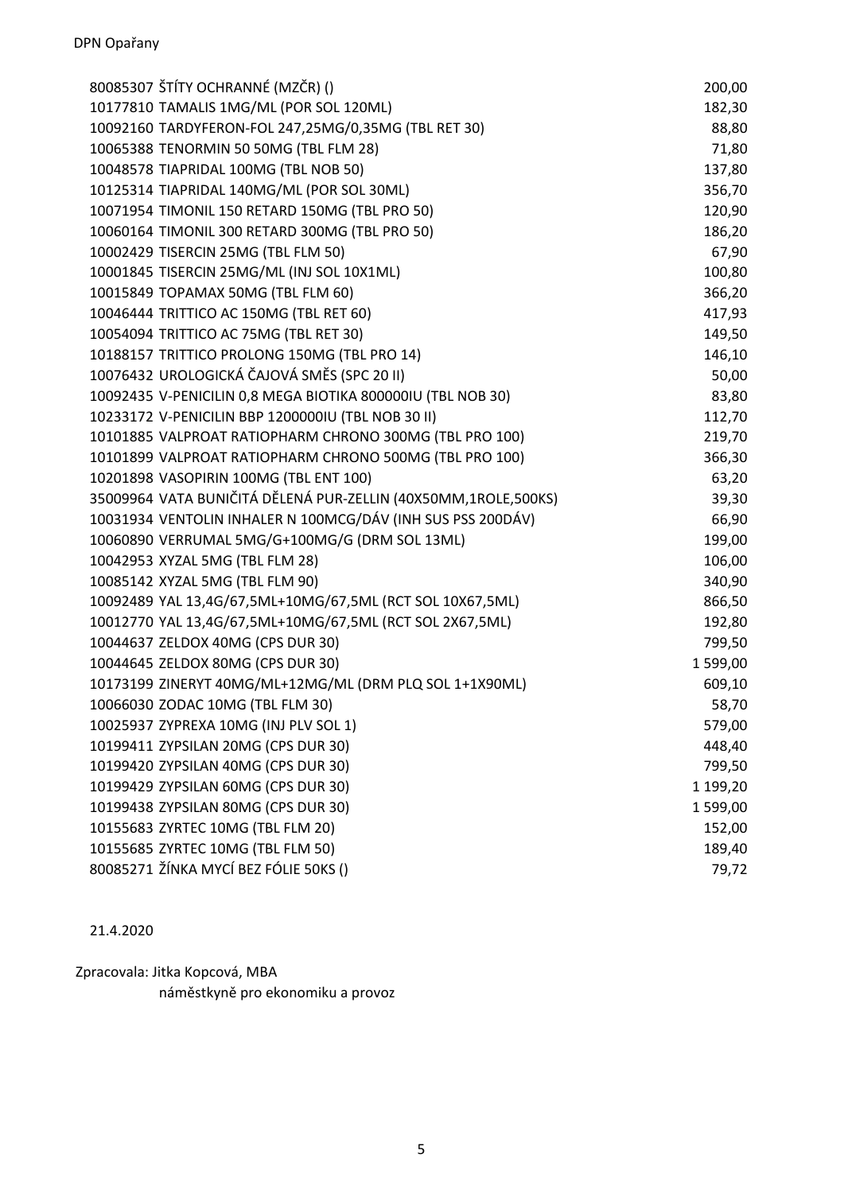| | |
|---|---|
| 80085307 ŠTÍTY OCHRANNÉ (MZČR) () | 200,00 |
| 10177810 TAMALIS 1MG/ML (POR SOL 120ML) | 182,30 |
| 10092160 TARDYFERON-FOL 247,25MG/0,35MG (TBL RET 30) | 88,80 |
| 10065388 TENORMIN 50 50MG (TBL FLM 28) | 71,80 |
| 10048578 TIAPRIDAL 100MG (TBL NOB 50) | 137,80 |
| 10125314 TIAPRIDAL 140MG/ML (POR SOL 30ML) | 356,70 |
| 10071954 TIMONIL 150 RETARD 150MG (TBL PRO 50) | 120,90 |
| 10060164 TIMONIL 300 RETARD 300MG (TBL PRO 50) | 186,20 |
| 10002429 TISERCIN 25MG (TBL FLM 50) | 67,90 |
| 10001845 TISERCIN 25MG/ML (INJ SOL 10X1ML) | 100,80 |
| 10015849 TOPAMAX 50MG (TBL FLM 60) | 366,20 |
| 10046444 TRITTICO AC 150MG (TBL RET 60) | 417,93 |
| 10054094 TRITTICO AC 75MG (TBL RET 30) | 149,50 |
| 10188157 TRITTICO PROLONG 150MG (TBL PRO 14) | 146,10 |
| 10076432 UROLOGICKÁ ČAJOVÁ SMĚS (SPC 20 II) | 50,00 |
| 10092435 V-PENICILIN 0,8 MEGA BIOTIKA 800000IU (TBL NOB 30) | 83,80 |
| 10233172 V-PENICILIN BBP 1200000IU (TBL NOB 30 II) | 112,70 |
| 10101885 VALPROAT RATIOPHARM CHRONO 300MG (TBL PRO 100) | 219,70 |
| 10101899 VALPROAT RATIOPHARM CHRONO 500MG (TBL PRO 100) | 366,30 |
| 10201898 VASOPIRIN 100MG (TBL ENT 100) | 63,20 |
| 35009964 VATA BUNIČITÁ DĚLENÁ PUR-ZELLIN (40X50MM,1ROLE,500KS) | 39,30 |
| 10031934 VENTOLIN INHALER N 100MCG/DÁV (INH SUS PSS 200DÁV) | 66,90 |
| 10060890 VERRUMAL 5MG/G+100MG/G (DRM SOL 13ML) | 199,00 |
| 10042953 XYZAL 5MG (TBL FLM 28) | 106,00 |
| 10085142 XYZAL 5MG (TBL FLM 90) | 340,90 |
| 10092489 YAL 13,4G/67,5ML+10MG/67,5ML (RCT SOL 10X67,5ML) | 866,50 |
| 10012770 YAL 13,4G/67,5ML+10MG/67,5ML (RCT SOL 2X67,5ML) | 192,80 |
| 10044637 ZELDOX 40MG (CPS DUR 30) | 799,50 |
| 10044645 ZELDOX 80MG (CPS DUR 30) | 1 599,00 |
| 10173199 ZINERYT 40MG/ML+12MG/ML (DRM PLQ SOL 1+1X90ML) | 609,10 |
| 10066030 ZODAC 10MG (TBL FLM 30) | 58,70 |
| 10025937 ZYPREXA 10MG (INJ PLV SOL 1) | 579,00 |
| 10199411 ZYPSILAN 20MG (CPS DUR 30) | 448,40 |
| 10199420 ZYPSILAN 40MG (CPS DUR 30) | 799,50 |
| 10199429 ZYPSILAN 60MG (CPS DUR 30) | 1 199,20 |
| 10199438 ZYPSILAN 80MG (CPS DUR 30) | 1 599,00 |
| 10155683 ZYRTEC 10MG (TBL FLM 20) | 152,00 |
| 10155685 ZYRTEC 10MG (TBL FLM 50) | 189,40 |
| 80085271 ŽÍNKA MYCÍ BEZ FÓLIE 50KS () | 79,72 |

21.4.2020

Zpracovala: Jitka Kopcová, MBA
náměstkyně pro ekonomiku a provoz